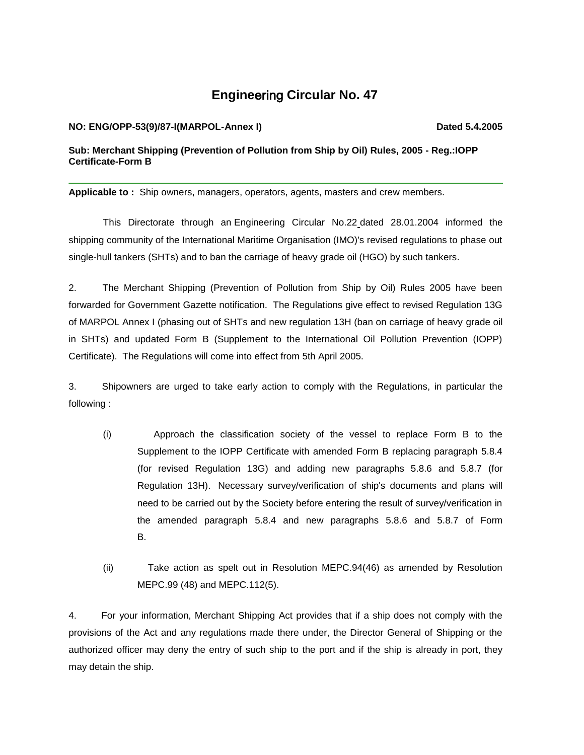# Engineering Circular No. 47

**NO: ENG/OPP-53(9)/87-I(MARPOL-Annex I)** **Dated 5.4.2005**

**Sub: Merchant Shipping (Prevention of Pollution from Ship by Oil) Rules, 2005 - Reg.:IOPP Certificate-Form B**

---

**Applicable to :** Ship owners, managers, operators, agents, masters and crew members.

This Directorate through an Engineering Circular No.22 dated 28.01.2004 informed the shipping community of the International Maritime Organisation (IMO)'s revised regulations to phase out single-hull tankers (SHTs) and to ban the carriage of heavy grade oil (HGO) by such tankers.

2. The Merchant Shipping (Prevention of Pollution from Ship by Oil) Rules 2005 have been forwarded for Government Gazette notification. The Regulations give effect to revised Regulation 13G of MARPOL Annex I (phasing out of SHTs and new regulation 13H (ban on carriage of heavy grade oil in SHTs) and updated Form B (Supplement to the International Oil Pollution Prevention (IOPP) Certificate). The Regulations will come into effect from 5th April 2005.

3. Shipowners are urged to take early action to comply with the Regulations, in particular the following :

(i) Approach the classification society of the vessel to replace Form B to the Supplement to the IOPP Certificate with amended Form B replacing paragraph 5.8.4 (for revised Regulation 13G) and adding new paragraphs 5.8.6 and 5.8.7 (for Regulation 13H). Necessary survey/verification of ship's documents and plans will need to be carried out by the Society before entering the result of survey/verification in the amended paragraph 5.8.4 and new paragraphs 5.8.6 and 5.8.7 of Form B.

(ii) Take action as spelt out in Resolution MEPC.94(46) as amended by Resolution MEPC.99 (48) and MEPC.112(5).

4. For your information, Merchant Shipping Act provides that if a ship does not comply with the provisions of the Act and any regulations made there under, the Director General of Shipping or the authorized officer may deny the entry of such ship to the port and if the ship is already in port, they may detain the ship.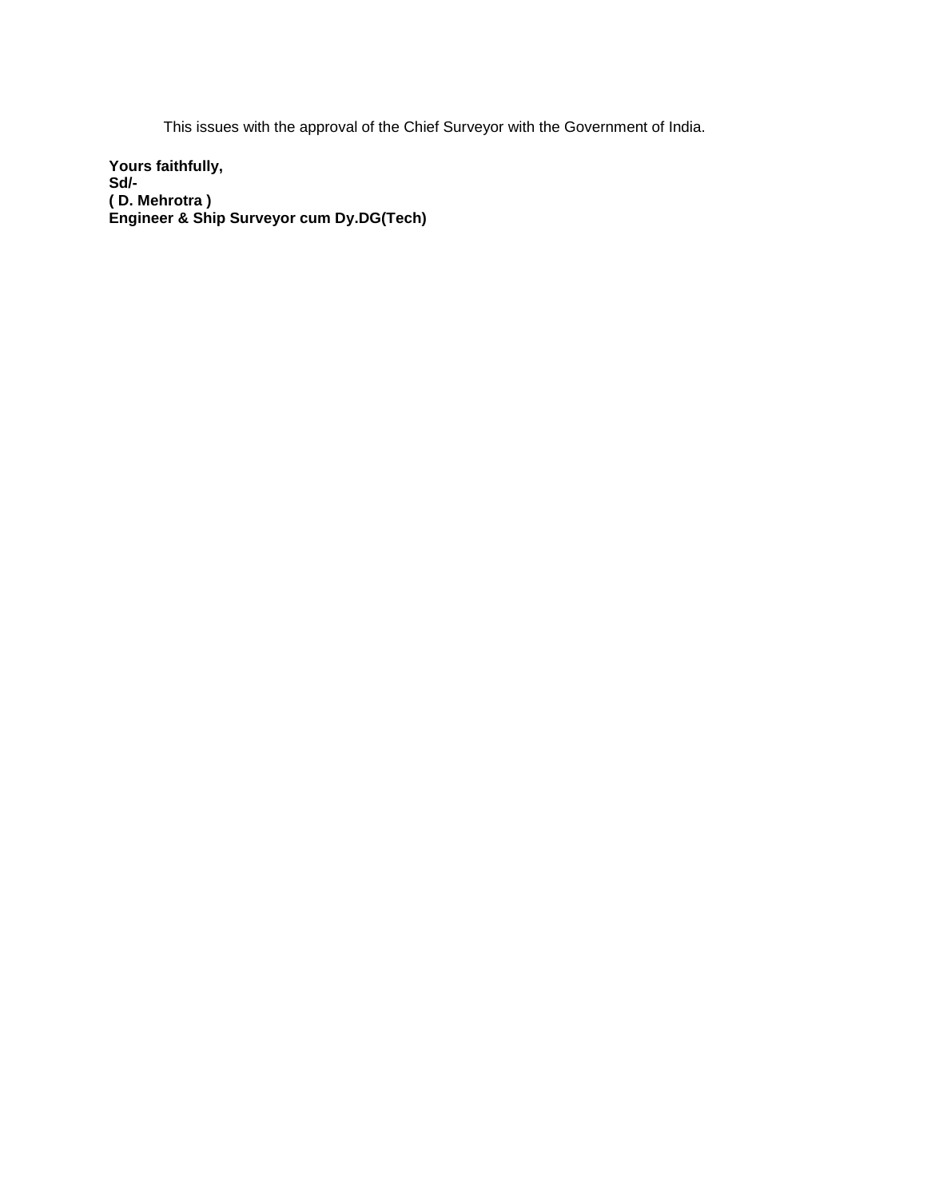This issues with the approval of the Chief Surveyor with the Government of India.

**Yours faithfully,**
**Sd/-**
**( D. Mehrotra )**
**Engineer & Ship Surveyor cum Dy.DG(Tech)**